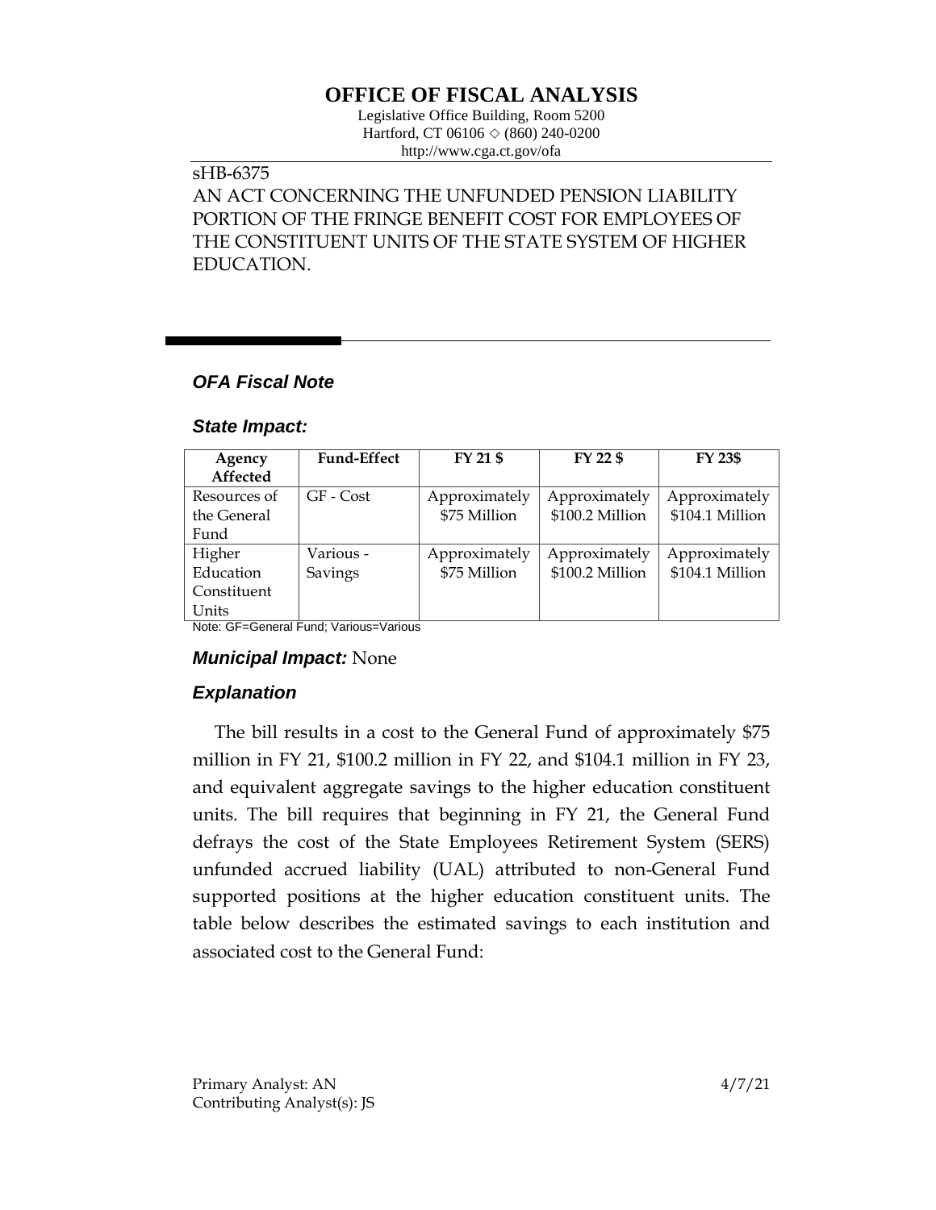# OFFICE OF FISCAL ANALYSIS

Legislative Office Building, Room 5200
Hartford, CT 06106 ◇ (860) 240-0200
http://www.cga.ct.gov/ofa

sHB-6375

AN ACT CONCERNING THE UNFUNDED PENSION LIABILITY PORTION OF THE FRINGE BENEFIT COST FOR EMPLOYEES OF THE CONSTITUENT UNITS OF THE STATE SYSTEM OF HIGHER EDUCATION.

### *OFA Fiscal Note*

### *State Impact:*

| Agency Affected | Fund-Effect | FY 21 $ | FY 22 $ | FY 23$ |
|---|---|---|---|---|
| Resources of the General Fund | GF - Cost | Approximately $75 Million | Approximately $100.2 Million | Approximately $104.1 Million |
| Higher Education Constituent Units | Various - Savings | Approximately $75 Million | Approximately $100.2 Million | Approximately $104.1 Million |

Note: GF=General Fund; Various=Various

### *Municipal Impact:* None

### *Explanation*

The bill results in a cost to the General Fund of approximately $75 million in FY 21, $100.2 million in FY 22, and $104.1 million in FY 23, and equivalent aggregate savings to the higher education constituent units. The bill requires that beginning in FY 21, the General Fund defrays the cost of the State Employees Retirement System (SERS) unfunded accrued liability (UAL) attributed to non-General Fund supported positions at the higher education constituent units. The table below describes the estimated savings to each institution and associated cost to the General Fund:

Primary Analyst: AN
Contributing Analyst(s): JS

4/7/21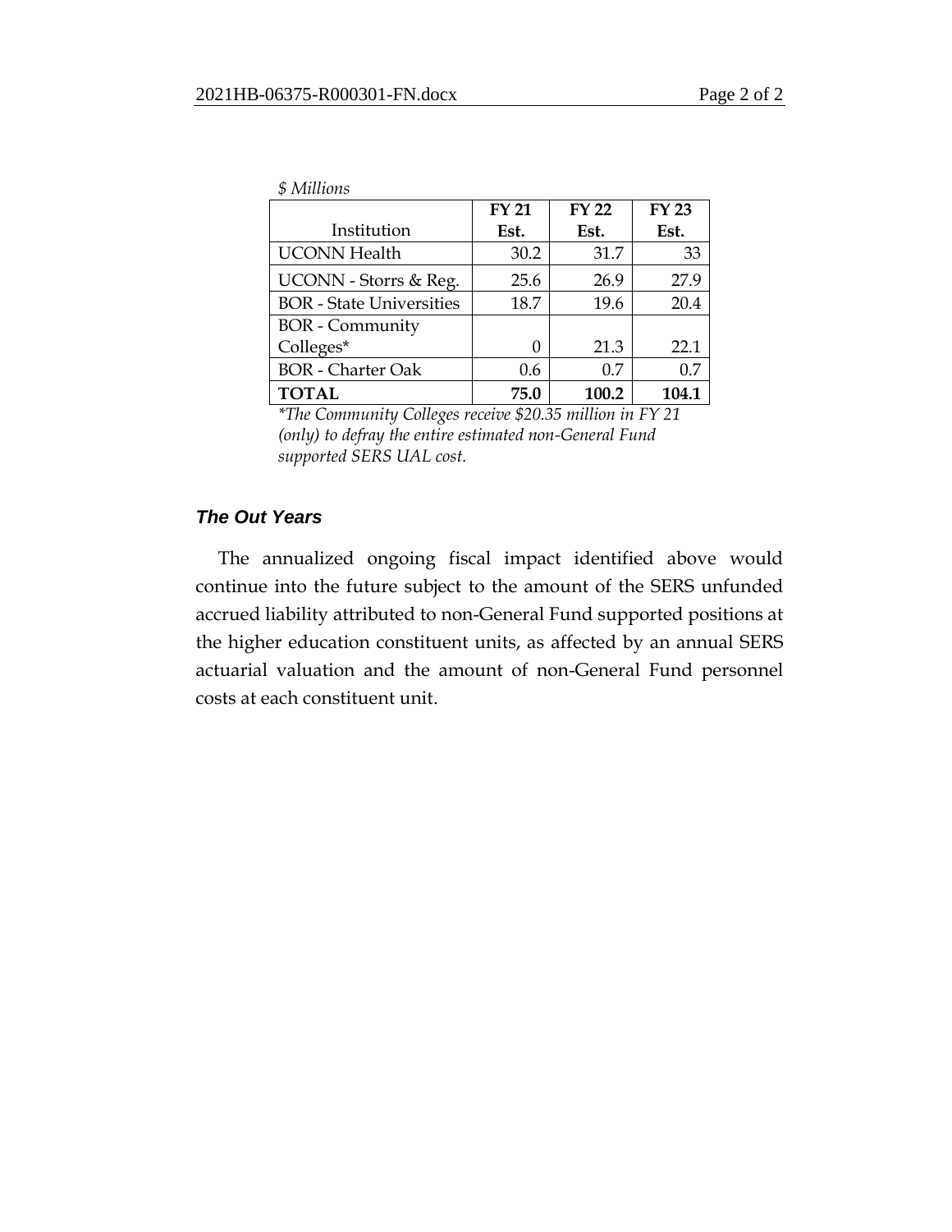*$ Millions*

| Institution | FY 21 Est. | FY 22 Est. | FY 23 Est. |
|---|---|---|---|
| UCONN Health | 30.2 | 31.7 | 33 |
| UCONN - Storrs & Reg. | 25.6 | 26.9 | 27.9 |
| BOR - State Universities | 18.7 | 19.6 | 20.4 |
| BOR - Community Colleges* | 0 | 21.3 | 22.1 |
| BOR - Charter Oak | 0.6 | 0.7 | 0.7 |
| **TOTAL** | **75.0** | **100.2** | **104.1** |

*\*The Community Colleges receive $20.35 million in FY 21 (only) to defray the entire estimated non-General Fund supported SERS UAL cost.*

### ***The Out Years***

The annualized ongoing fiscal impact identified above would continue into the future subject to the amount of the SERS unfunded accrued liability attributed to non-General Fund supported positions at the higher education constituent units, as affected by an annual SERS actuarial valuation and the amount of non-General Fund personnel costs at each constituent unit.